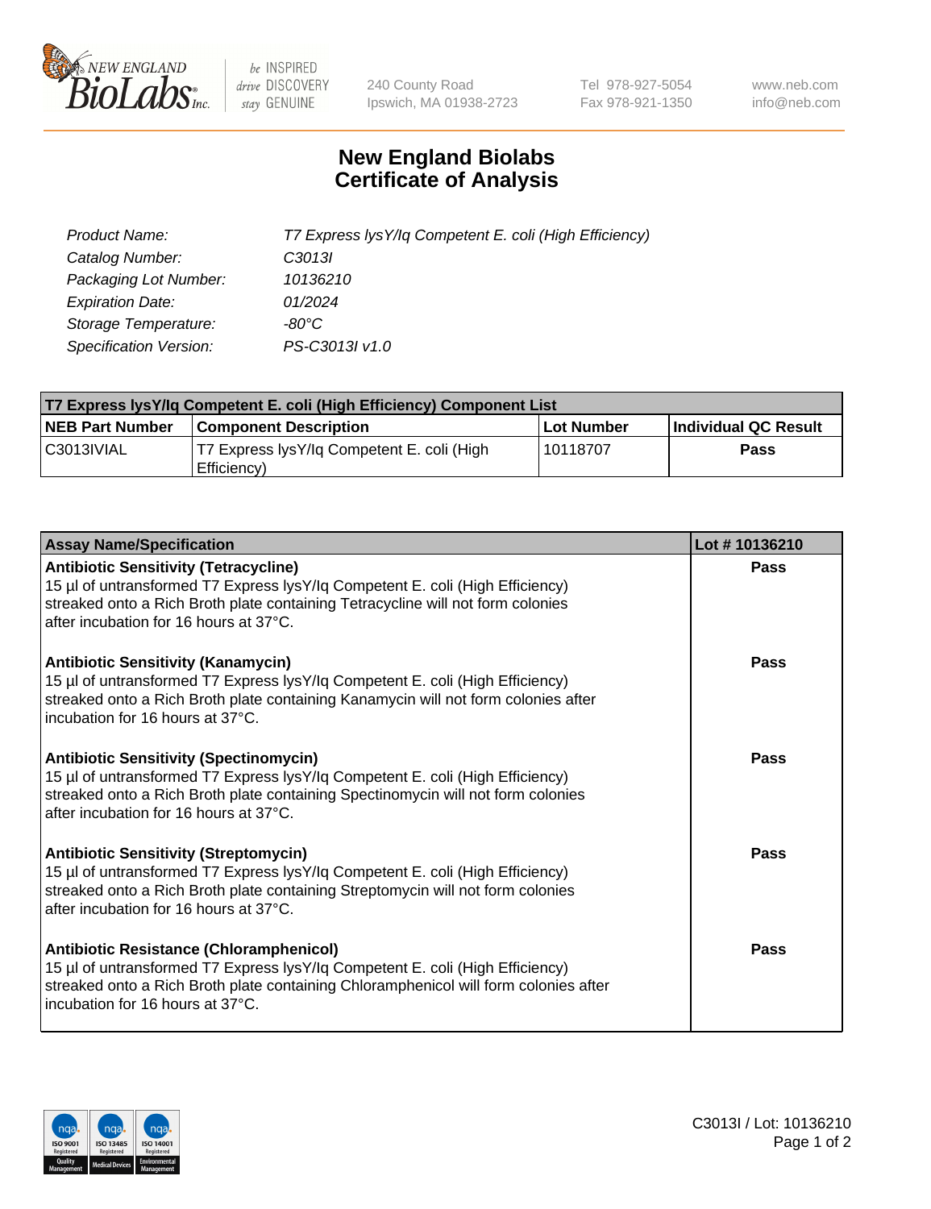# New England Biolabs Certificate of Analysis

| | |
|---|---|
| *Product Name:* | *T7 Express lysY/Iq Competent E. coli (High Efficiency)* |
| *Catalog Number:* | *C3013I* |
| *Packaging Lot Number:* | *10136210* |
| *Expiration Date:* | *01/2024* |
| *Storage Temperature:* | *-80°C* |
| *Specification Version:* | *PS-C3013I v1.0* |

| T7 Express lysY/Iq Competent E. coli (High Efficiency) Component List | | | |
|---|---|---|---|
| **NEB Part Number** | **Component Description** | **Lot Number** | **Individual QC Result** |
| C3013IVIAL | T7 Express lysY/Iq Competent E. coli (High Efficiency) | 10118707 | **Pass** |

| Assay Name/Specification | Lot # 10136210 |
|---|---|
| **Antibiotic Sensitivity (Tetracycline)**<br>15 µl of untransformed T7 Express lysY/Iq Competent E. coli (High Efficiency) streaked onto a Rich Broth plate containing Tetracycline will not form colonies after incubation for 16 hours at 37°C. | **Pass** |
| **Antibiotic Sensitivity (Kanamycin)**<br>15 µl of untransformed T7 Express lysY/Iq Competent E. coli (High Efficiency) streaked onto a Rich Broth plate containing Kanamycin will not form colonies after incubation for 16 hours at 37°C. | **Pass** |
| **Antibiotic Sensitivity (Spectinomycin)**<br>15 µl of untransformed T7 Express lysY/Iq Competent E. coli (High Efficiency) streaked onto a Rich Broth plate containing Spectinomycin will not form colonies after incubation for 16 hours at 37°C. | **Pass** |
| **Antibiotic Sensitivity (Streptomycin)**<br>15 µl of untransformed T7 Express lysY/Iq Competent E. coli (High Efficiency) streaked onto a Rich Broth plate containing Streptomycin will not form colonies after incubation for 16 hours at 37°C. | **Pass** |
| **Antibiotic Resistance (Chloramphenicol)**<br>15 µl of untransformed T7 Express lysY/Iq Competent E. coli (High Efficiency) streaked onto a Rich Broth plate containing Chloramphenicol will form colonies after incubation for 16 hours at 37°C. | **Pass** |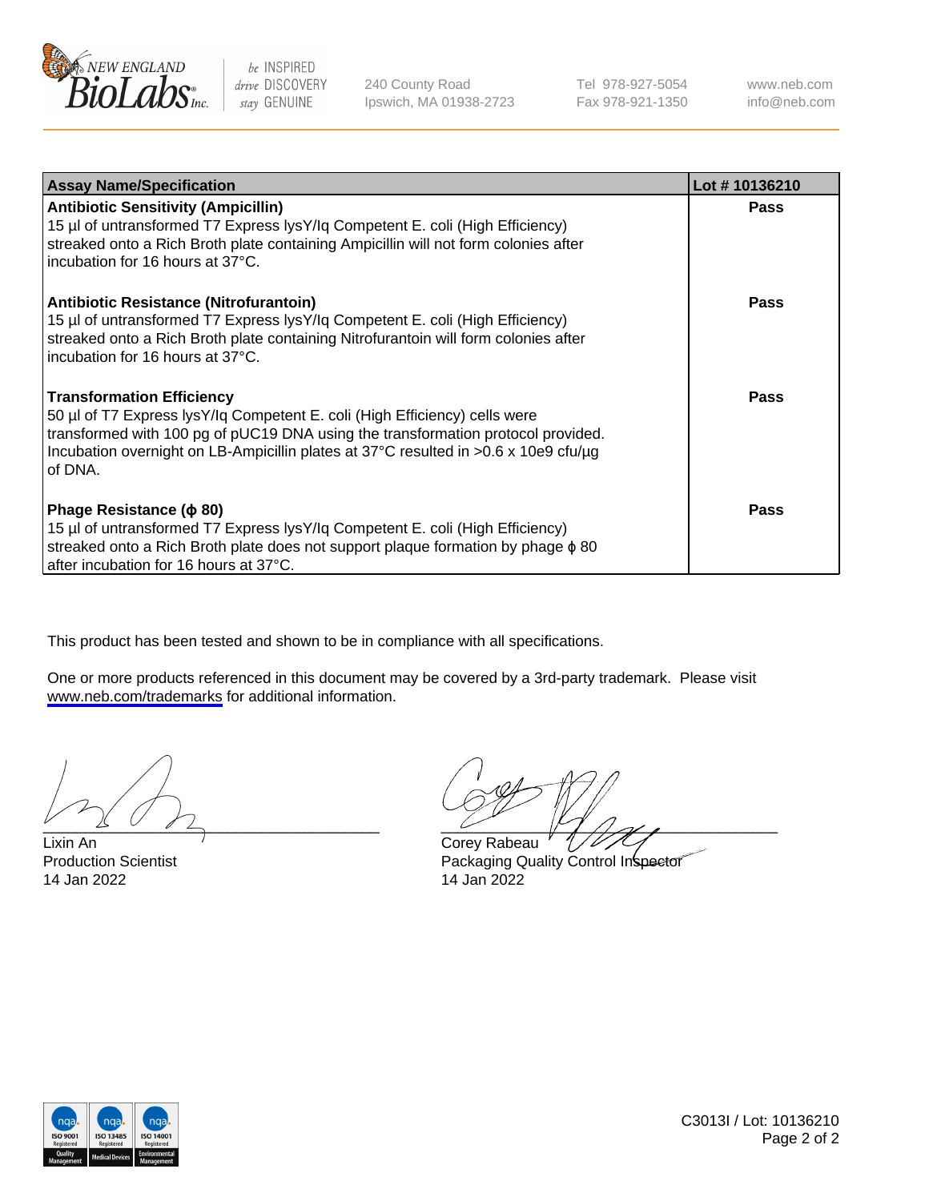240 County Road
Ipswich, MA 01938-2723

Tel 978-927-5054
Fax 978-921-1350

www.neb.com
info@neb.com

| Assay Name/Specification | Lot # 10136210 |
|---|---|
| **Antibiotic Sensitivity (Ampicillin)**<br>15 µl of untransformed T7 Express lysY/Iq Competent E. coli (High Efficiency) streaked onto a Rich Broth plate containing Ampicillin will not form colonies after incubation for 16 hours at 37°C. | **Pass** |
| **Antibiotic Resistance (Nitrofurantoin)**<br>15 µl of untransformed T7 Express lysY/Iq Competent E. coli (High Efficiency) streaked onto a Rich Broth plate containing Nitrofurantoin will form colonies after incubation for 16 hours at 37°C. | **Pass** |
| **Transformation Efficiency**<br>50 µl of T7 Express lysY/Iq Competent E. coli (High Efficiency) cells were transformed with 100 pg of pUC19 DNA using the transformation protocol provided. Incubation overnight on LB-Ampicillin plates at 37°C resulted in >0.6 x 10e9 cfu/µg of DNA. | **Pass** |
| **Phage Resistance (ϕ 80)**<br>15 µl of untransformed T7 Express lysY/Iq Competent E. coli (High Efficiency) streaked onto a Rich Broth plate does not support plaque formation by phage ϕ 80 after incubation for 16 hours at 37°C. | **Pass** |

This product has been tested and shown to be in compliance with all specifications.

One or more products referenced in this document may be covered by a 3rd-party trademark. Please visit www.neb.com/trademarks for additional information.

Lixin An
Production Scientist
14 Jan 2022

Corey Rabeau
Packaging Quality Control Inspector
14 Jan 2022

C3013I / Lot: 10136210